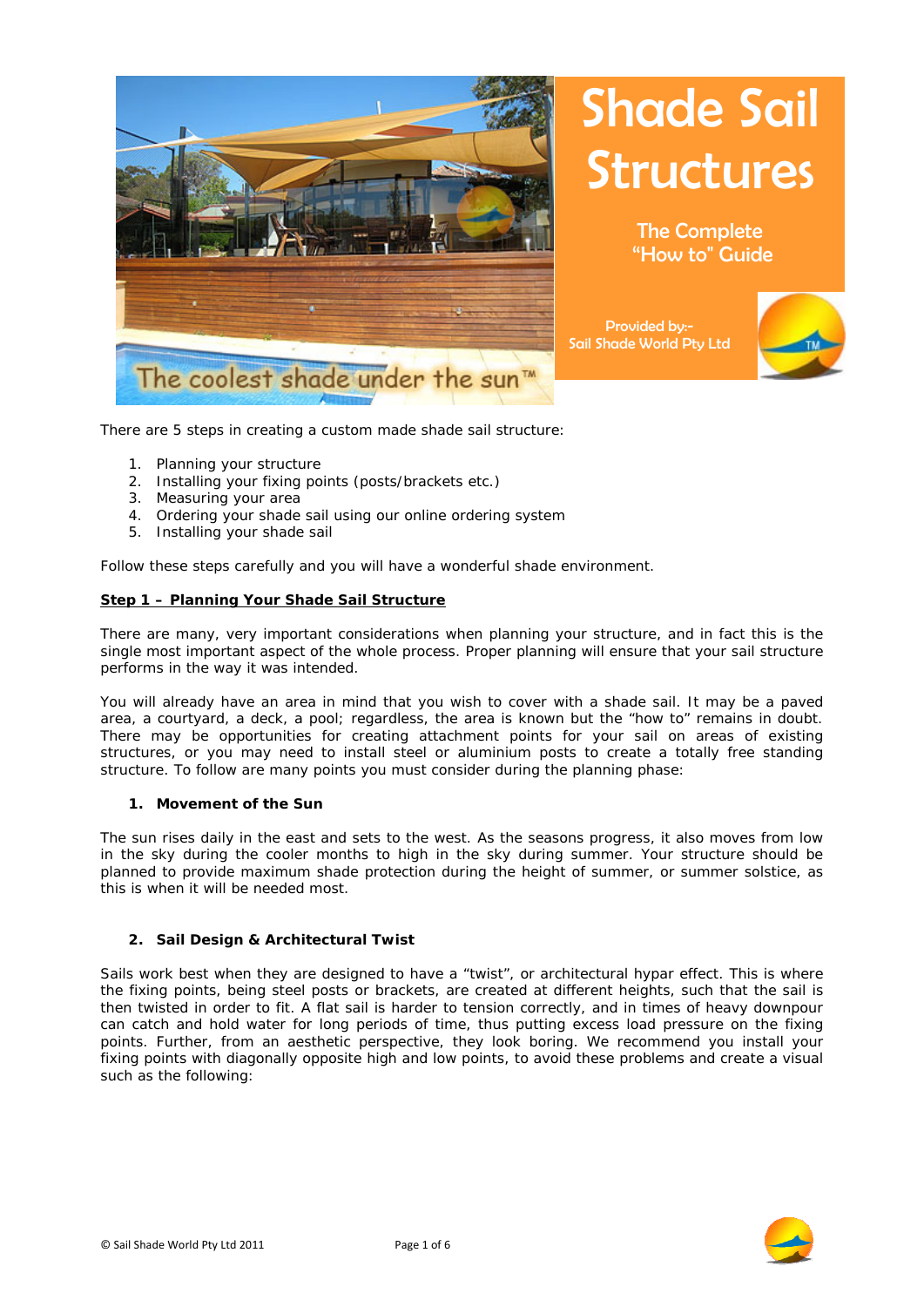# Shade Sail Structures

The Complete
"How to" Guide

Provided by:-
Sail Shade World Pty Ltd

The coolest shade under the sun™

There are 5 steps in creating a custom made shade sail structure:

1. Planning your structure
2. Installing your fixing points (posts/brackets etc.)
3. Measuring your area
4. Ordering your shade sail using our online ordering system
5. Installing your shade sail

Follow these steps carefully and you will have a wonderful shade environment.

## Step 1 – Planning Your Shade Sail Structure

There are many, very important considerations when planning your structure, and in fact this is the single most important aspect of the whole process. Proper planning will ensure that your sail structure performs in the way it was intended.

You will already have an area in mind that you wish to cover with a shade sail. It may be a paved area, a courtyard, a deck, a pool; regardless, the area is known but the "how to" remains in doubt. There may be opportunities for creating attachment points for your sail on areas of existing structures, or you may need to install steel or aluminium posts to create a totally free standing structure. To follow are many points you must consider during the planning phase:

### 1. Movement of the Sun

The sun rises daily in the east and sets to the west. As the seasons progress, it also moves from low in the sky during the cooler months to high in the sky during summer. Your structure should be planned to provide maximum shade protection during the height of summer, or summer solstice, as this is when it will be needed most.

### 2. Sail Design & Architectural Twist

Sails work best when they are designed to have a "twist", or architectural hypar effect. This is where the fixing points, being steel posts or brackets, are created at different heights, such that the sail is then twisted in order to fit. A flat sail is harder to tension correctly, and in times of heavy downpour can catch and hold water for long periods of time, thus putting excess load pressure on the fixing points. Further, from an aesthetic perspective, they look boring. We recommend you install your fixing points with diagonally opposite high and low points, to avoid these problems and create a visual such as the following: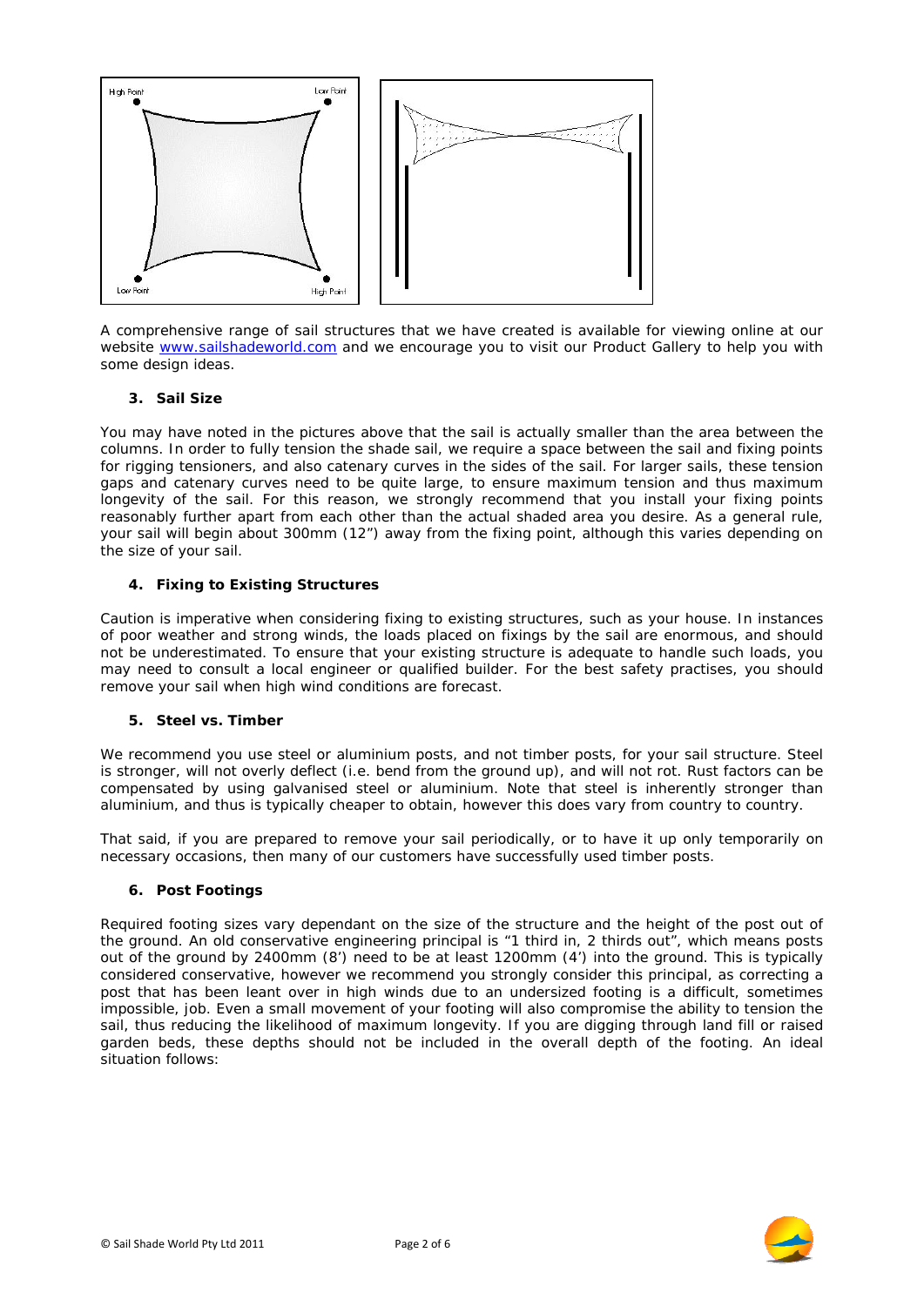A comprehensive range of sail structures that we have created is available for viewing online at our website [www.sailshadeworld.com](http://www.sailshadeworld.com) and we encourage you to visit our Product Gallery to help you with some design ideas.

### 3. Sail Size

You may have noted in the pictures above that the sail is actually smaller than the area between the columns. In order to fully tension the shade sail, we require a space between the sail and fixing points for rigging tensioners, and also catenary curves in the sides of the sail. For larger sails, these tension gaps and catenary curves need to be quite large, to ensure maximum tension and thus maximum longevity of the sail. For this reason, we strongly recommend that you install your fixing points reasonably further apart from each other than the actual shaded area you desire. As a general rule, your sail will begin about 300mm (12") away from the fixing point, although this varies depending on the size of your sail.

### 4. Fixing to Existing Structures

Caution is imperative when considering fixing to existing structures, such as your house. In instances of poor weather and strong winds, the loads placed on fixings by the sail are enormous, and should not be underestimated. To ensure that your existing structure is adequate to handle such loads, you may need to consult a local engineer or qualified builder. For the best safety practises, you should remove your sail when high wind conditions are forecast.

### 5. Steel vs. Timber

We recommend you use steel or aluminium posts, and not timber posts, for your sail structure. Steel is stronger, will not overly deflect (i.e. bend from the ground up), and will not rot. Rust factors can be compensated by using galvanised steel or aluminium. Note that steel is inherently stronger than aluminium, and thus is typically cheaper to obtain, however this does vary from country to country.

That said, if you are prepared to remove your sail periodically, or to have it up only temporarily on necessary occasions, then many of our customers have successfully used timber posts.

### 6. Post Footings

Required footing sizes vary dependant on the size of the structure and the height of the post out of the ground. An old conservative engineering principal is "1 third in, 2 thirds out", which means posts out of the ground by 2400mm (8') need to be at least 1200mm (4') into the ground. This is typically considered conservative, however we recommend you strongly consider this principal, as correcting a post that has been leant over in high winds due to an undersized footing is a difficult, sometimes impossible, job. Even a small movement of your footing will also compromise the ability to tension the sail, thus reducing the likelihood of maximum longevity. If you are digging through land fill or raised garden beds, these depths should not be included in the overall depth of the footing. An ideal situation follows: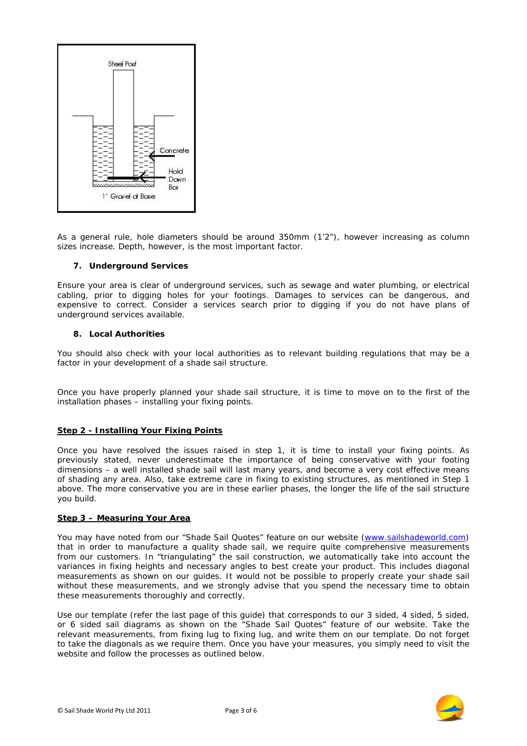As a general rule, hole diameters should be around 350mm (1'2"), however increasing as column sizes increase. Depth, however, is the most important factor.

**7. Underground Services**

Ensure your area is clear of underground services, such as sewage and water plumbing, or electrical cabling, prior to digging holes for your footings. Damages to services can be dangerous, and expensive to correct. Consider a services search prior to digging if you do not have plans of underground services available.

**8. Local Authorities**

You should also check with your local authorities as to relevant building regulations that may be a factor in your development of a shade sail structure.

Once you have properly planned your shade sail structure, it is time to move on to the first of the installation phases – installing your fixing points.

## Step 2 - Installing Your Fixing Points

Once you have resolved the issues raised in step 1, it is time to install your fixing points. As previously stated, never underestimate the importance of being conservative with your footing dimensions – a well installed shade sail will last many years, and become a very cost effective means of shading any area. Also, take extreme care in fixing to existing structures, as mentioned in Step 1 above. The more conservative you are in these earlier phases, the longer the life of the sail structure you build.

## Step 3 – Measuring Your Area

You may have noted from our "Shade Sail Quotes" feature on our website (www.sailshadeworld.com) that in order to manufacture a quality shade sail, we require quite comprehensive measurements from our customers. In "triangulating" the sail construction, we automatically take into account the variances in fixing heights and necessary angles to best create your product. This includes diagonal measurements as shown on our guides. It would not be possible to properly create your shade sail without these measurements, and we strongly advise that you spend the necessary time to obtain these measurements thoroughly and correctly.

Use our template (refer the last page of this guide) that corresponds to our 3 sided, 4 sided, 5 sided, or 6 sided sail diagrams as shown on the "Shade Sail Quotes" feature of our website. Take the relevant measurements, from fixing lug to fixing lug, and write them on our template. Do not forget to take the diagonals as we require them. Once you have your measures, you simply need to visit the website and follow the processes as outlined below.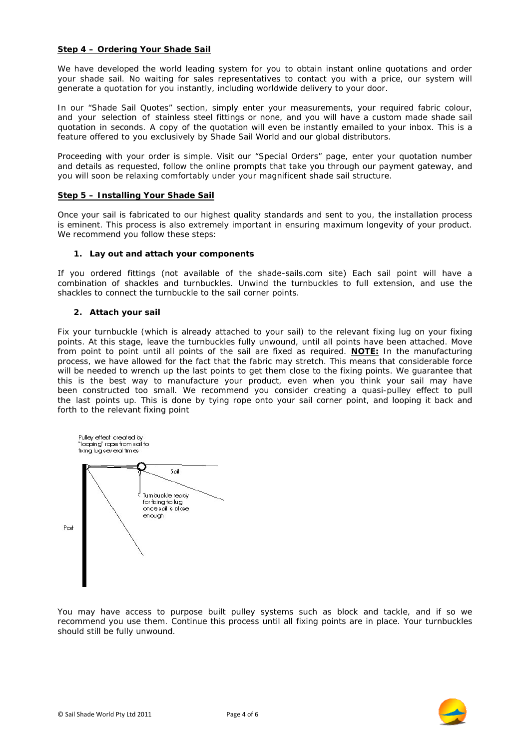**Step 4 – Ordering Your Shade Sail**

We have developed the world leading system for you to obtain instant online quotations and order your shade sail. No waiting for sales representatives to contact you with a price, our system will generate a quotation for you instantly, including worldwide delivery to your door.

In our "Shade Sail Quotes" section, simply enter your measurements, your required fabric colour, and your selection of stainless steel fittings or none, and you will have a custom made shade sail quotation in seconds. A copy of the quotation will even be instantly emailed to your inbox. This is a feature offered to you exclusively by Shade Sail World and our global distributors.

Proceeding with your order is simple. Visit our "Special Orders" page, enter your quotation number and details as requested, follow the online prompts that take you through our payment gateway, and you will soon be relaxing comfortably under your magnificent shade sail structure.

**Step 5 – Installing Your Shade Sail**

Once your sail is fabricated to our highest quality standards and sent to you, the installation process is eminent. This process is also extremely important in ensuring maximum longevity of your product. We recommend you follow these steps:

1. **Lay out and attach your components**

If you ordered fittings (not available of the shade-sails.com site) Each sail point will have a combination of shackles and turnbuckles. Unwind the turnbuckles to full extension, and use the shackles to connect the turnbuckle to the sail corner points.

2. **Attach your sail**

Fix your turnbuckle (which is already attached to your sail) to the relevant fixing lug on your fixing points. At this stage, leave the turnbuckles fully unwound, until all points have been attached. Move from point to point until all points of the sail are fixed as required. **NOTE:** In the manufacturing process, we have allowed for the fact that the fabric may stretch. This means that considerable force will be needed to wrench up the last points to get them close to the fixing points. We guarantee that this is the best way to manufacture your product, even when you think your sail may have been constructed too small. We recommend you consider creating a quasi-pulley effect to pull the last points up. This is done by tying rope onto your sail corner point, and looping it back and forth to the relevant fixing point

Pulley effect created by "looping" rope from sail to fixing lug several times

Sail

Turnbuckle ready for fixing to lug once sail is close enough

Post

You may have access to purpose built pulley systems such as block and tackle, and if so we recommend you use them. Continue this process until all fixing points are in place. Your turnbuckles should still be fully unwound.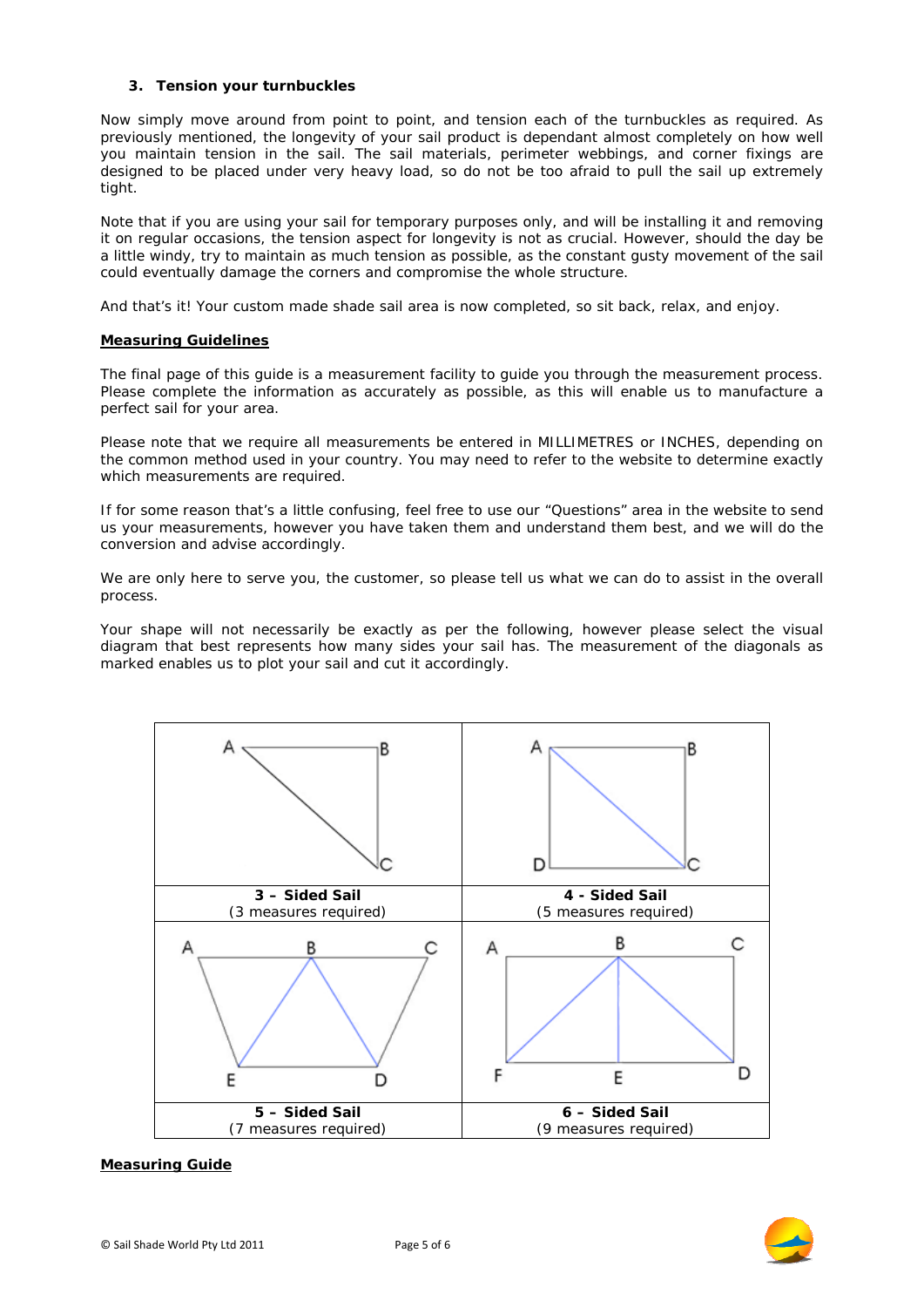### 3. Tension your turnbuckles

Now simply move around from point to point, and tension each of the turnbuckles as required. As previously mentioned, the longevity of your sail product is dependant almost completely on how well you maintain tension in the sail. The sail materials, perimeter webbings, and corner fixings are designed to be placed under very heavy load, so do not be too afraid to pull the sail up extremely tight.

Note that if you are using your sail for temporary purposes only, and will be installing it and removing it on regular occasions, the tension aspect for longevity is not as crucial. However, should the day be a little windy, try to maintain as much tension as possible, as the constant gusty movement of the sail could eventually damage the corners and compromise the whole structure.

And that's it! Your custom made shade sail area is now completed, so sit back, relax, and enjoy.

**Measuring Guidelines**

The final page of this guide is a measurement facility to guide you through the measurement process. Please complete the information as accurately as possible, as this will enable us to manufacture a perfect sail for your area.

Please note that we require all measurements be entered in MILLIMETRES or INCHES, depending on the common method used in your country. You may need to refer to the website to determine exactly which measurements are required.

If for some reason that's a little confusing, feel free to use our "Questions" area in the website to send us your measurements, however you have taken them and understand them best, and we will do the conversion and advise accordingly.

We are only here to serve you, the customer, so please tell us what we can do to assist in the overall process.

Your shape will not necessarily be exactly as per the following, however please select the visual diagram that best represents how many sides your sail has. The measurement of the diagonals as marked enables us to plot your sail and cut it accordingly.

| | |
|---|---|
| **3 – Sided Sail** (3 measures required) | **4 - Sided Sail** (5 measures required) |
| **5 – Sided Sail** (7 measures required) | **6 – Sided Sail** (9 measures required) |

**Measuring Guide**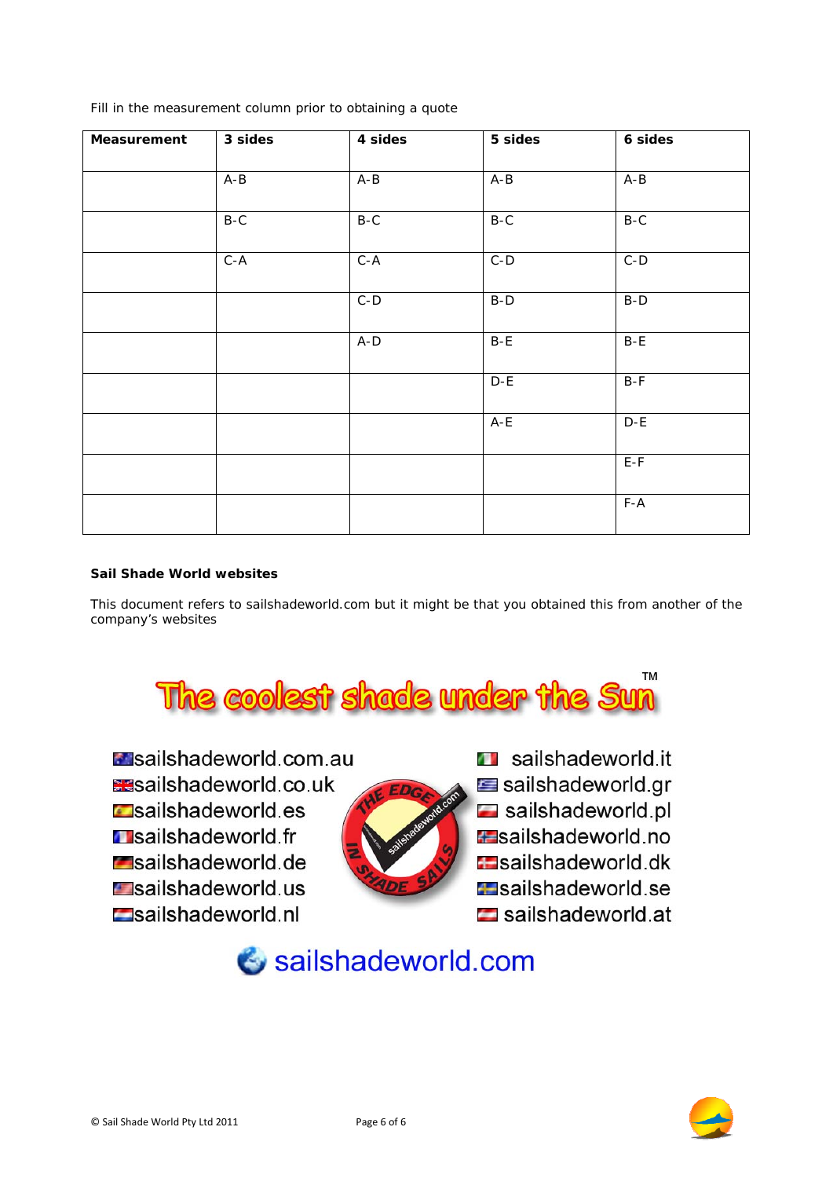Fill in the measurement column prior to obtaining a quote

| Measurement | 3 sides | 4 sides | 5 sides | 6 sides |
|---|---|---|---|---|
| | A-B | A-B | A-B | A-B |
| | B-C | B-C | B-C | B-C |
| | C-A | C-A | C-D | C-D |
| | | C-D | B-D | B-D |
| | | A-D | B-E | B-E |
| | | | D-E | B-F |
| | | | A-E | D-E |
| | | | | E-F |
| | | | | F-A |

**Sail Shade World websites**

This document refers to sailshadeworld.com but it might be that you obtained this from another of the company's websites

The coolest shade under the Sun™

sailshadeworld.com.au
sailshadeworld.co.uk
sailshadeworld.es
sailshadeworld.fr
sailshadeworld.de
sailshadeworld.us
sailshadeworld.nl
sailshadeworld.it
sailshadeworld.gr
sailshadeworld.pl
sailshadeworld.no
sailshadeworld.dk
sailshadeworld.se
sailshadeworld.at

THE EDGE IN SHADE SAILS sailshadeworld.com

sailshadeworld.com

© Sail Shade World Pty Ltd 2011